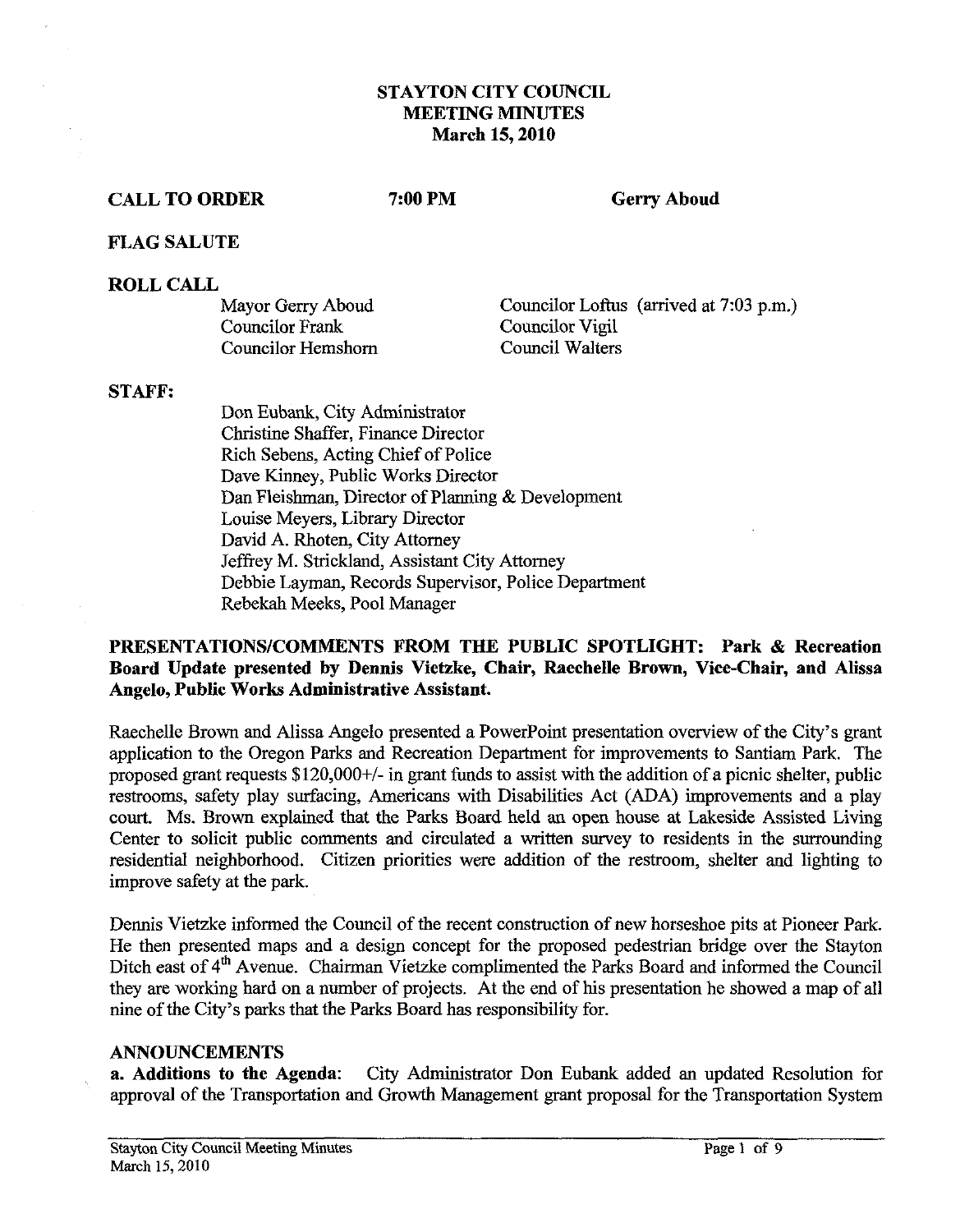# STAYTON CITY COUNCIL
# MEETING MINUTES
## March 15, 2010

**CALL TO ORDER** **7:00 PM** **Gerry Aboud**

**FLAG SALUTE**

**ROLL CALL**

Mayor Gerry Aboud
Councilor Frank
Councilor Hemshorn
Councilor Loftus (arrived at 7:03 p.m.)
Councilor Vigil
Council Walters

**STAFF:**

Don Eubank, City Administrator
Christine Shaffer, Finance Director
Rich Sebens, Acting Chief of Police
Dave Kinney, Public Works Director
Dan Fleishman, Director of Planning & Development
Louise Meyers, Library Director
David A. Rhoten, City Attorney
Jeffrey M. Strickland, Assistant City Attorney
Debbie Layman, Records Supervisor, Police Department
Rebekah Meeks, Pool Manager

**PRESENTATIONS/COMMENTS FROM THE PUBLIC SPOTLIGHT: Park & Recreation Board Update presented by Dennis Vietzke, Chair, Raechelle Brown, Vice-Chair, and Alissa Angelo, Public Works Administrative Assistant.**

Raechelle Brown and Alissa Angelo presented a PowerPoint presentation overview of the City's grant application to the Oregon Parks and Recreation Department for improvements to Santiam Park. The proposed grant requests $120,000+/- in grant funds to assist with the addition of a picnic shelter, public restrooms, safety play surfacing, Americans with Disabilities Act (ADA) improvements and a play court. Ms. Brown explained that the Parks Board held an open house at Lakeside Assisted Living Center to solicit public comments and circulated a written survey to residents in the surrounding residential neighborhood. Citizen priorities were addition of the restroom, shelter and lighting to improve safety at the park.

Dennis Vietzke informed the Council of the recent construction of new horseshoe pits at Pioneer Park. He then presented maps and a design concept for the proposed pedestrian bridge over the Stayton Ditch east of 4th Avenue. Chairman Vietzke complimented the Parks Board and informed the Council they are working hard on a number of projects. At the end of his presentation he showed a map of all nine of the City's parks that the Parks Board has responsibility for.

**ANNOUNCEMENTS**

**a. Additions to the Agenda**: City Administrator Don Eubank added an updated Resolution for approval of the Transportation and Growth Management grant proposal for the Transportation System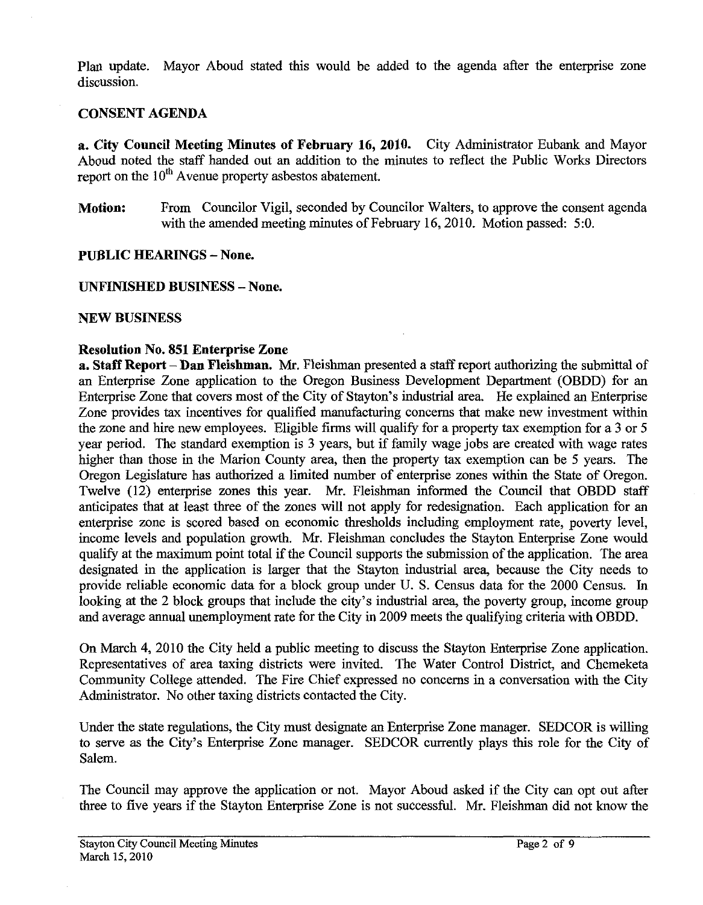Plan update. Mayor Aboud stated this would be added to the agenda after the enterprise zone discussion.

**CONSENT AGENDA**

**a. City Council Meeting Minutes of February 16, 2010.** City Administrator Eubank and Mayor Aboud noted the staff handed out an addition to the minutes to reflect the Public Works Directors report on the 10th Avenue property asbestos abatement.

**Motion:** From Councilor Vigil, seconded by Councilor Walters, to approve the consent agenda with the amended meeting minutes of February 16, 2010. Motion passed: 5:0.

**PUBLIC HEARINGS – None.**

**UNFINISHED BUSINESS – None.**

**NEW BUSINESS**

**Resolution No. 851 Enterprise Zone**

**a. Staff Report – Dan Fleishman.** Mr. Fleishman presented a staff report authorizing the submittal of an Enterprise Zone application to the Oregon Business Development Department (OBDD) for an Enterprise Zone that covers most of the City of Stayton's industrial area. He explained an Enterprise Zone provides tax incentives for qualified manufacturing concerns that make new investment within the zone and hire new employees. Eligible firms will qualify for a property tax exemption for a 3 or 5 year period. The standard exemption is 3 years, but if family wage jobs are created with wage rates higher than those in the Marion County area, then the property tax exemption can be 5 years. The Oregon Legislature has authorized a limited number of enterprise zones within the State of Oregon. Twelve (12) enterprise zones this year. Mr. Fleishman informed the Council that OBDD staff anticipates that at least three of the zones will not apply for redesignation. Each application for an enterprise zone is scored based on economic thresholds including employment rate, poverty level, income levels and population growth. Mr. Fleishman concludes the Stayton Enterprise Zone would qualify at the maximum point total if the Council supports the submission of the application. The area designated in the application is larger that the Stayton industrial area, because the City needs to provide reliable economic data for a block group under U. S. Census data for the 2000 Census. In looking at the 2 block groups that include the city's industrial area, the poverty group, income group and average annual unemployment rate for the City in 2009 meets the qualifying criteria with OBDD.

On March 4, 2010 the City held a public meeting to discuss the Stayton Enterprise Zone application. Representatives of area taxing districts were invited. The Water Control District, and Chemeketa Community College attended. The Fire Chief expressed no concerns in a conversation with the City Administrator. No other taxing districts contacted the City.

Under the state regulations, the City must designate an Enterprise Zone manager. SEDCOR is willing to serve as the City's Enterprise Zone manager. SEDCOR currently plays this role for the City of Salem.

The Council may approve the application or not. Mayor Aboud asked if the City can opt out after three to five years if the Stayton Enterprise Zone is not successful. Mr. Fleishman did not know the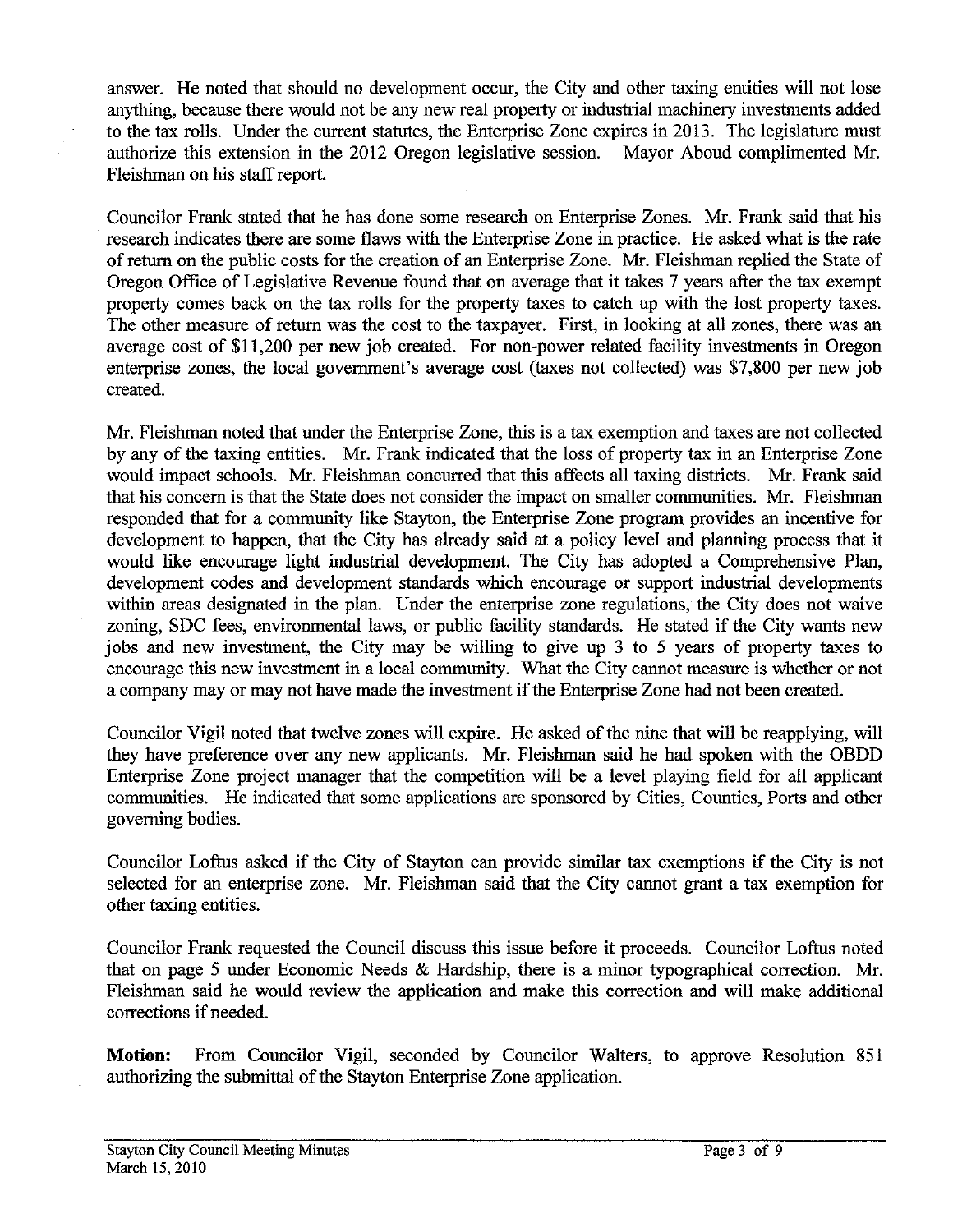answer. He noted that should no development occur, the City and other taxing entities will not lose anything, because there would not be any new real property or industrial machinery investments added to the tax rolls. Under the current statutes, the Enterprise Zone expires in 2013. The legislature must authorize this extension in the 2012 Oregon legislative session. Mayor Aboud complimented Mr. Fleishman on his staff report.

Councilor Frank stated that he has done some research on Enterprise Zones. Mr. Frank said that his research indicates there are some flaws with the Enterprise Zone in practice. He asked what is the rate of return on the public costs for the creation of an Enterprise Zone. Mr. Fleishman replied the State of Oregon Office of Legislative Revenue found that on average that it takes 7 years after the tax exempt property comes back on the tax rolls for the property taxes to catch up with the lost property taxes. The other measure of return was the cost to the taxpayer. First, in looking at all zones, there was an average cost of $11,200 per new job created. For non-power related facility investments in Oregon enterprise zones, the local government's average cost (taxes not collected) was $7,800 per new job created.

Mr. Fleishman noted that under the Enterprise Zone, this is a tax exemption and taxes are not collected by any of the taxing entities. Mr. Frank indicated that the loss of property tax in an Enterprise Zone would impact schools. Mr. Fleishman concurred that this affects all taxing districts. Mr. Frank said that his concern is that the State does not consider the impact on smaller communities. Mr. Fleishman responded that for a community like Stayton, the Enterprise Zone program provides an incentive for development to happen, that the City has already said at a policy level and planning process that it would like encourage light industrial development. The City has adopted a Comprehensive Plan, development codes and development standards which encourage or support industrial developments within areas designated in the plan. Under the enterprise zone regulations, the City does not waive zoning, SDC fees, environmental laws, or public facility standards. He stated if the City wants new jobs and new investment, the City may be willing to give up 3 to 5 years of property taxes to encourage this new investment in a local community. What the City cannot measure is whether or not a company may or may not have made the investment if the Enterprise Zone had not been created.

Councilor Vigil noted that twelve zones will expire. He asked of the nine that will be reapplying, will they have preference over any new applicants. Mr. Fleishman said he had spoken with the OBDD Enterprise Zone project manager that the competition will be a level playing field for all applicant communities. He indicated that some applications are sponsored by Cities, Counties, Ports and other governing bodies.

Councilor Loftus asked if the City of Stayton can provide similar tax exemptions if the City is not selected for an enterprise zone. Mr. Fleishman said that the City cannot grant a tax exemption for other taxing entities.

Councilor Frank requested the Council discuss this issue before it proceeds. Councilor Loftus noted that on page 5 under Economic Needs & Hardship, there is a minor typographical correction. Mr. Fleishman said he would review the application and make this correction and will make additional corrections if needed.

**Motion:** From Councilor Vigil, seconded by Councilor Walters, to approve Resolution 851 authorizing the submittal of the Stayton Enterprise Zone application.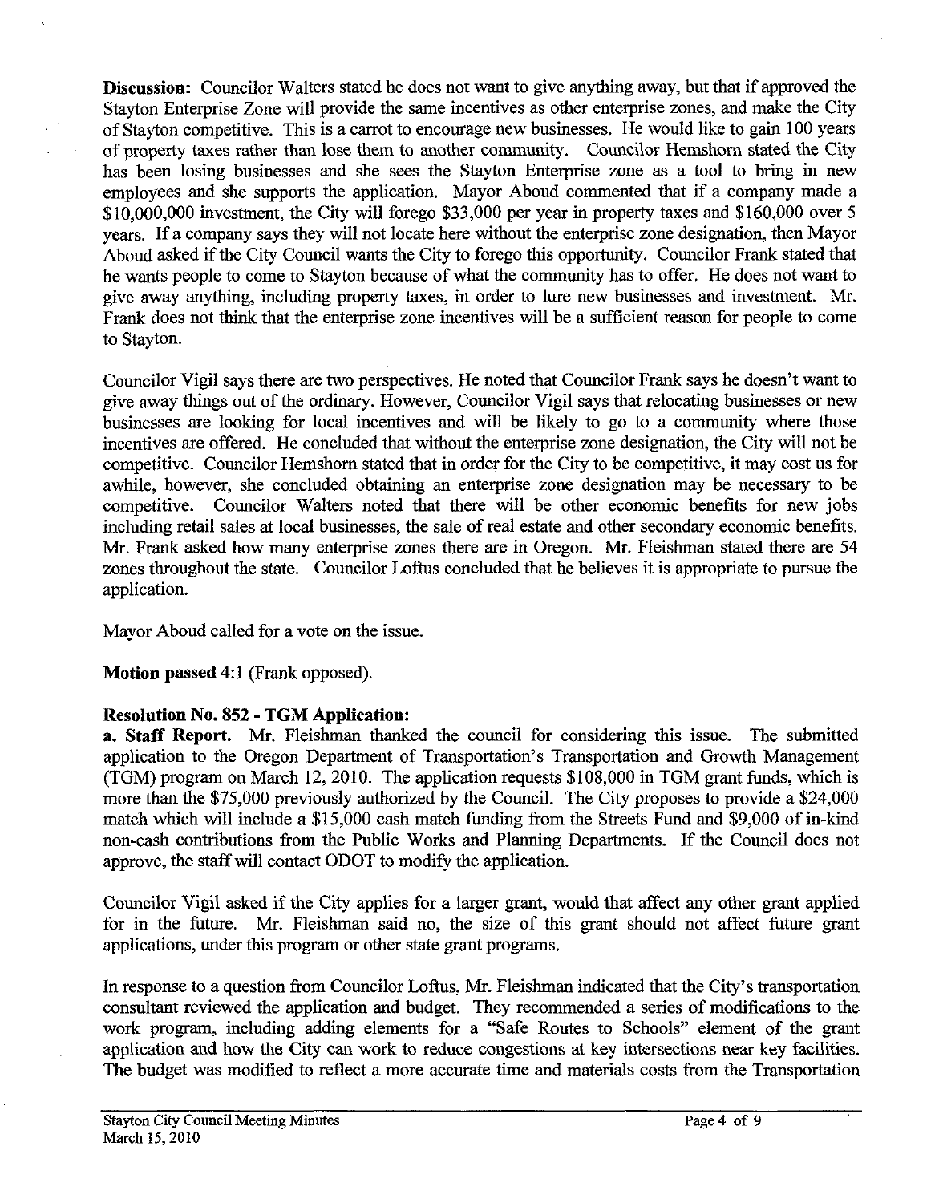**Discussion:** Councilor Walters stated he does not want to give anything away, but that if approved the Stayton Enterprise Zone will provide the same incentives as other enterprise zones, and make the City of Stayton competitive. This is a carrot to encourage new businesses. He would like to gain 100 years of property taxes rather than lose them to another community. Councilor Hemshorn stated the City has been losing businesses and she sees the Stayton Enterprise zone as a tool to bring in new employees and she supports the application. Mayor Aboud commented that if a company made a $10,000,000 investment, the City will forego $33,000 per year in property taxes and $160,000 over 5 years. If a company says they will not locate here without the enterprise zone designation, then Mayor Aboud asked if the City Council wants the City to forego this opportunity. Councilor Frank stated that he wants people to come to Stayton because of what the community has to offer. He does not want to give away anything, including property taxes, in order to lure new businesses and investment. Mr. Frank does not think that the enterprise zone incentives will be a sufficient reason for people to come to Stayton.

Councilor Vigil says there are two perspectives. He noted that Councilor Frank says he doesn't want to give away things out of the ordinary. However, Councilor Vigil says that relocating businesses or new businesses are looking for local incentives and will be likely to go to a community where those incentives are offered. He concluded that without the enterprise zone designation, the City will not be competitive. Councilor Hemshorn stated that in order for the City to be competitive, it may cost us for awhile, however, she concluded obtaining an enterprise zone designation may be necessary to be competitive. Councilor Walters noted that there will be other economic benefits for new jobs including retail sales at local businesses, the sale of real estate and other secondary economic benefits. Mr. Frank asked how many enterprise zones there are in Oregon. Mr. Fleishman stated there are 54 zones throughout the state. Councilor Loftus concluded that he believes it is appropriate to pursue the application.

Mayor Aboud called for a vote on the issue.

**Motion passed** 4:1 (Frank opposed).

**Resolution No. 852 - TGM Application:**

**a. Staff Report.** Mr. Fleishman thanked the council for considering this issue. The submitted application to the Oregon Department of Transportation's Transportation and Growth Management (TGM) program on March 12, 2010. The application requests $108,000 in TGM grant funds, which is more than the $75,000 previously authorized by the Council. The City proposes to provide a $24,000 match which will include a $15,000 cash match funding from the Streets Fund and $9,000 of in-kind non-cash contributions from the Public Works and Planning Departments. If the Council does not approve, the staff will contact ODOT to modify the application.

Councilor Vigil asked if the City applies for a larger grant, would that affect any other grant applied for in the future. Mr. Fleishman said no, the size of this grant should not affect future grant applications, under this program or other state grant programs.

In response to a question from Councilor Loftus, Mr. Fleishman indicated that the City's transportation consultant reviewed the application and budget. They recommended a series of modifications to the work program, including adding elements for a "Safe Routes to Schools" element of the grant application and how the City can work to reduce congestions at key intersections near key facilities. The budget was modified to reflect a more accurate time and materials costs from the Transportation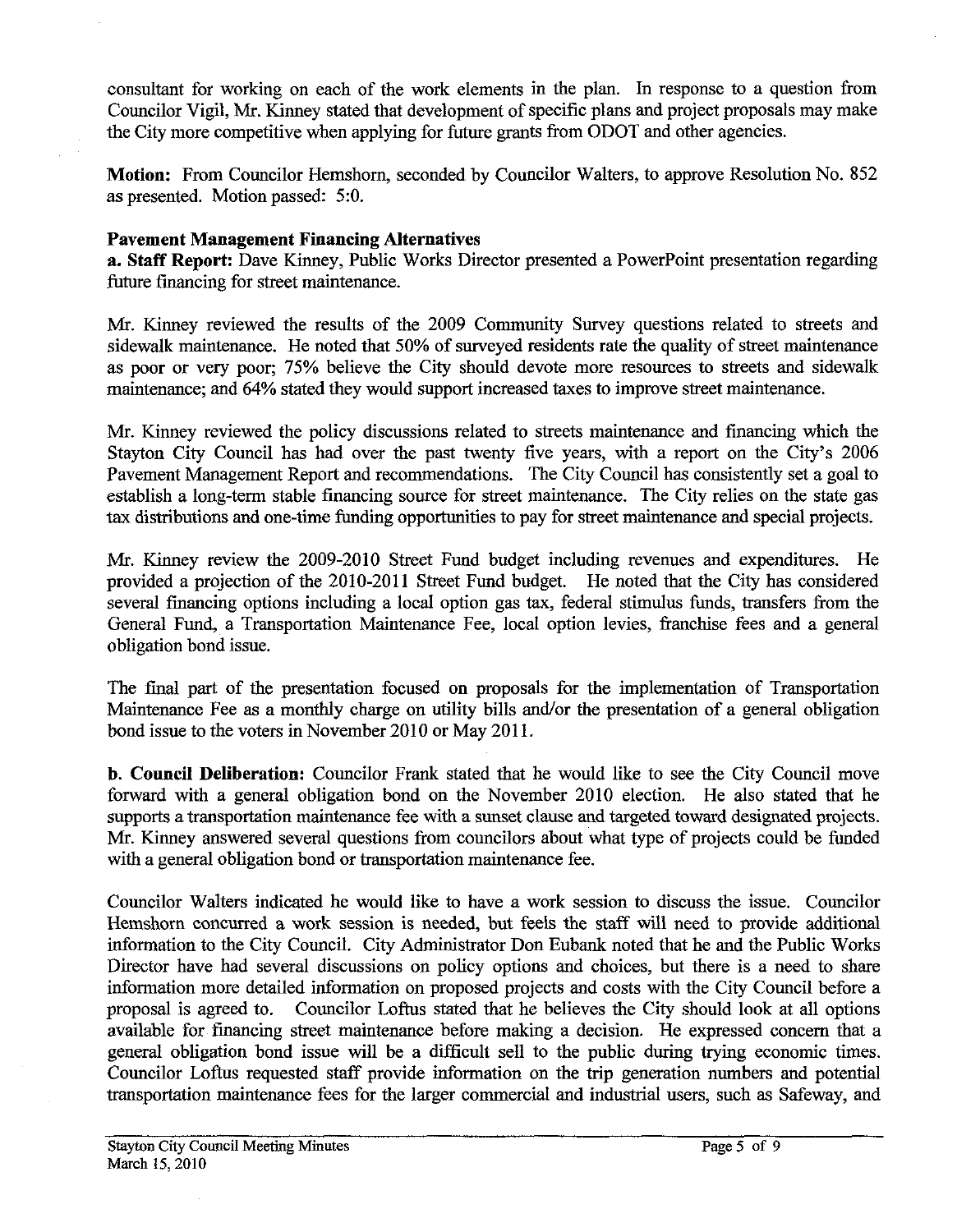consultant for working on each of the work elements in the plan. In response to a question from Councilor Vigil, Mr. Kinney stated that development of specific plans and project proposals may make the City more competitive when applying for future grants from ODOT and other agencies.

**Motion:** From Councilor Hemshorn, seconded by Councilor Walters, to approve Resolution No. 852 as presented. Motion passed: 5:0.

**Pavement Management Financing Alternatives**

**a. Staff Report:** Dave Kinney, Public Works Director presented a PowerPoint presentation regarding future financing for street maintenance.

Mr. Kinney reviewed the results of the 2009 Community Survey questions related to streets and sidewalk maintenance. He noted that 50% of surveyed residents rate the quality of street maintenance as poor or very poor; 75% believe the City should devote more resources to streets and sidewalk maintenance; and 64% stated they would support increased taxes to improve street maintenance.

Mr. Kinney reviewed the policy discussions related to streets maintenance and financing which the Stayton City Council has had over the past twenty five years, with a report on the City's 2006 Pavement Management Report and recommendations. The City Council has consistently set a goal to establish a long-term stable financing source for street maintenance. The City relies on the state gas tax distributions and one-time funding opportunities to pay for street maintenance and special projects.

Mr. Kinney review the 2009-2010 Street Fund budget including revenues and expenditures. He provided a projection of the 2010-2011 Street Fund budget. He noted that the City has considered several financing options including a local option gas tax, federal stimulus funds, transfers from the General Fund, a Transportation Maintenance Fee, local option levies, franchise fees and a general obligation bond issue.

The final part of the presentation focused on proposals for the implementation of Transportation Maintenance Fee as a monthly charge on utility bills and/or the presentation of a general obligation bond issue to the voters in November 2010 or May 2011.

**b. Council Deliberation:** Councilor Frank stated that he would like to see the City Council move forward with a general obligation bond on the November 2010 election. He also stated that he supports a transportation maintenance fee with a sunset clause and targeted toward designated projects. Mr. Kinney answered several questions from councilors about what type of projects could be funded with a general obligation bond or transportation maintenance fee.

Councilor Walters indicated he would like to have a work session to discuss the issue. Councilor Hemshorn concurred a work session is needed, but feels the staff will need to provide additional information to the City Council. City Administrator Don Eubank noted that he and the Public Works Director have had several discussions on policy options and choices, but there is a need to share information more detailed information on proposed projects and costs with the City Council before a proposal is agreed to. Councilor Loftus stated that he believes the City should look at all options available for financing street maintenance before making a decision. He expressed concern that a general obligation bond issue will be a difficult sell to the public during trying economic times. Councilor Loftus requested staff provide information on the trip generation numbers and potential transportation maintenance fees for the larger commercial and industrial users, such as Safeway, and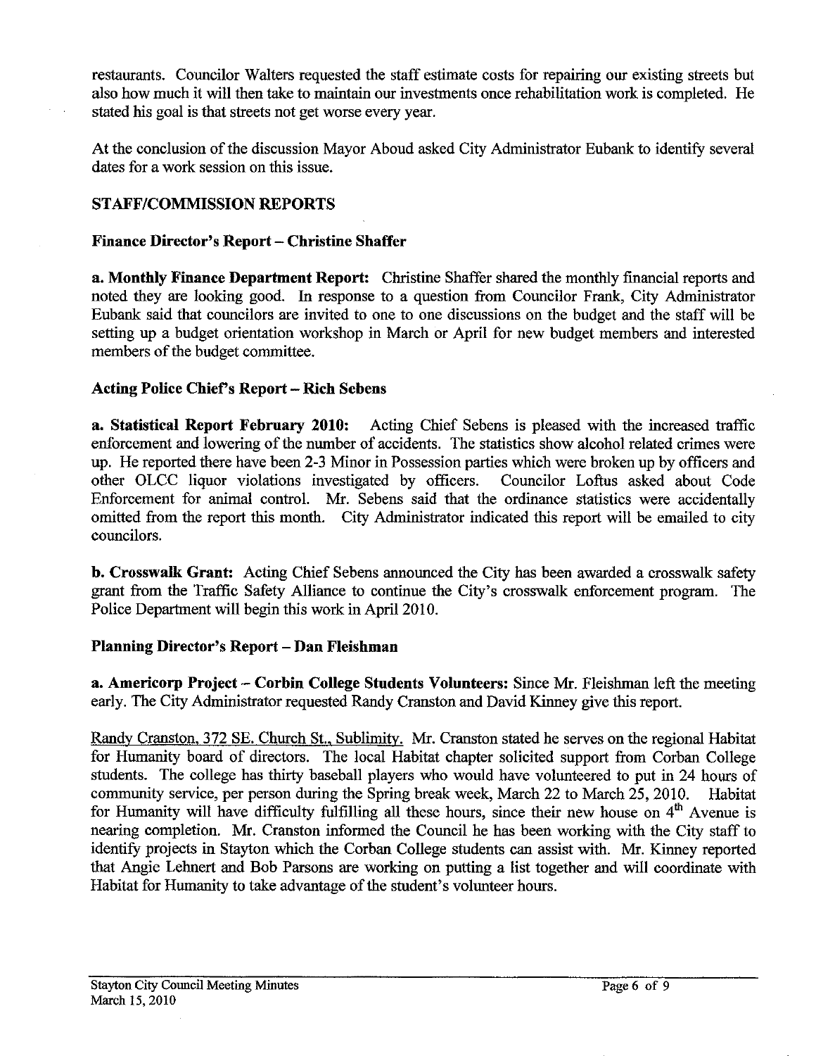restaurants. Councilor Walters requested the staff estimate costs for repairing our existing streets but also how much it will then take to maintain our investments once rehabilitation work is completed. He stated his goal is that streets not get worse every year.

At the conclusion of the discussion Mayor Aboud asked City Administrator Eubank to identify several dates for a work session on this issue.

## STAFF/COMMISSION REPORTS

### Finance Director's Report – Christine Shaffer

**a. Monthly Finance Department Report:** Christine Shaffer shared the monthly financial reports and noted they are looking good. In response to a question from Councilor Frank, City Administrator Eubank said that councilors are invited to one to one discussions on the budget and the staff will be setting up a budget orientation workshop in March or April for new budget members and interested members of the budget committee.

### Acting Police Chief's Report – Rich Sebens

**a. Statistical Report February 2010:** Acting Chief Sebens is pleased with the increased traffic enforcement and lowering of the number of accidents. The statistics show alcohol related crimes were up. He reported there have been 2-3 Minor in Possession parties which were broken up by officers and other OLCC liquor violations investigated by officers. Councilor Loftus asked about Code Enforcement for animal control. Mr. Sebens said that the ordinance statistics were accidentally omitted from the report this month. City Administrator indicated this report will be emailed to city councilors.

**b. Crosswalk Grant:** Acting Chief Sebens announced the City has been awarded a crosswalk safety grant from the Traffic Safety Alliance to continue the City's crosswalk enforcement program. The Police Department will begin this work in April 2010.

### Planning Director's Report – Dan Fleishman

**a. Americorp Project – Corbin College Students Volunteers:** Since Mr. Fleishman left the meeting early. The City Administrator requested Randy Cranston and David Kinney give this report.

Randy Cranston, 372 SE. Church St., Sublimity. Mr. Cranston stated he serves on the regional Habitat for Humanity board of directors. The local Habitat chapter solicited support from Corban College students. The college has thirty baseball players who would have volunteered to put in 24 hours of community service, per person during the Spring break week, March 22 to March 25, 2010. Habitat for Humanity will have difficulty fulfilling all these hours, since their new house on 4th Avenue is nearing completion. Mr. Cranston informed the Council he has been working with the City staff to identify projects in Stayton which the Corban College students can assist with. Mr. Kinney reported that Angie Lehnert and Bob Parsons are working on putting a list together and will coordinate with Habitat for Humanity to take advantage of the student's volunteer hours.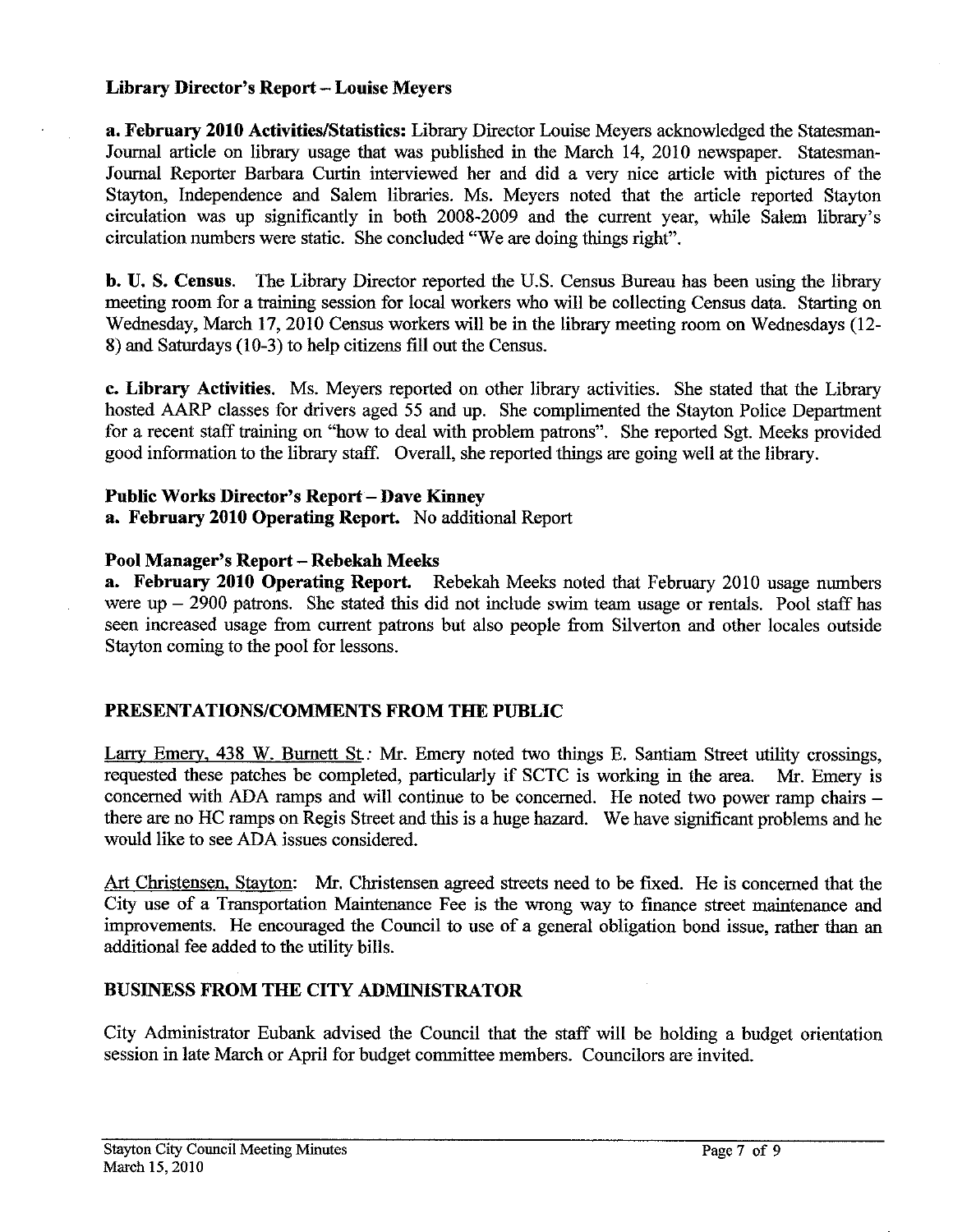**Library Director's Report – Louise Meyers**

**a. February 2010 Activities/Statistics:** Library Director Louise Meyers acknowledged the Statesman-Journal article on library usage that was published in the March 14, 2010 newspaper. Statesman-Journal Reporter Barbara Curtin interviewed her and did a very nice article with pictures of the Stayton, Independence and Salem libraries. Ms. Meyers noted that the article reported Stayton circulation was up significantly in both 2008-2009 and the current year, while Salem library's circulation numbers were static. She concluded "We are doing things right".

**b. U. S. Census.** The Library Director reported the U.S. Census Bureau has been using the library meeting room for a training session for local workers who will be collecting Census data. Starting on Wednesday, March 17, 2010 Census workers will be in the library meeting room on Wednesdays (12-8) and Saturdays (10-3) to help citizens fill out the Census.

**c. Library Activities.** Ms. Meyers reported on other library activities. She stated that the Library hosted AARP classes for drivers aged 55 and up. She complimented the Stayton Police Department for a recent staff training on "how to deal with problem patrons". She reported Sgt. Meeks provided good information to the library staff. Overall, she reported things are going well at the library.

**Public Works Director's Report – Dave Kinney**

**a. February 2010 Operating Report.** No additional Report

**Pool Manager's Report – Rebekah Meeks**

**a. February 2010 Operating Report.** Rebekah Meeks noted that February 2010 usage numbers were up – 2900 patrons. She stated this did not include swim team usage or rentals. Pool staff has seen increased usage from current patrons but also people from Silverton and other locales outside Stayton coming to the pool for lessons.

## PRESENTATIONS/COMMENTS FROM THE PUBLIC

Larry Emery, 438 W. Burnett St.: Mr. Emery noted two things E. Santiam Street utility crossings, requested these patches be completed, particularly if SCTC is working in the area. Mr. Emery is concerned with ADA ramps and will continue to be concerned. He noted two power ramp chairs – there are no HC ramps on Regis Street and this is a huge hazard. We have significant problems and he would like to see ADA issues considered.

Art Christensen, Stayton: Mr. Christensen agreed streets need to be fixed. He is concerned that the City use of a Transportation Maintenance Fee is the wrong way to finance street maintenance and improvements. He encouraged the Council to use of a general obligation bond issue, rather than an additional fee added to the utility bills.

## BUSINESS FROM THE CITY ADMINISTRATOR

City Administrator Eubank advised the Council that the staff will be holding a budget orientation session in late March or April for budget committee members. Councilors are invited.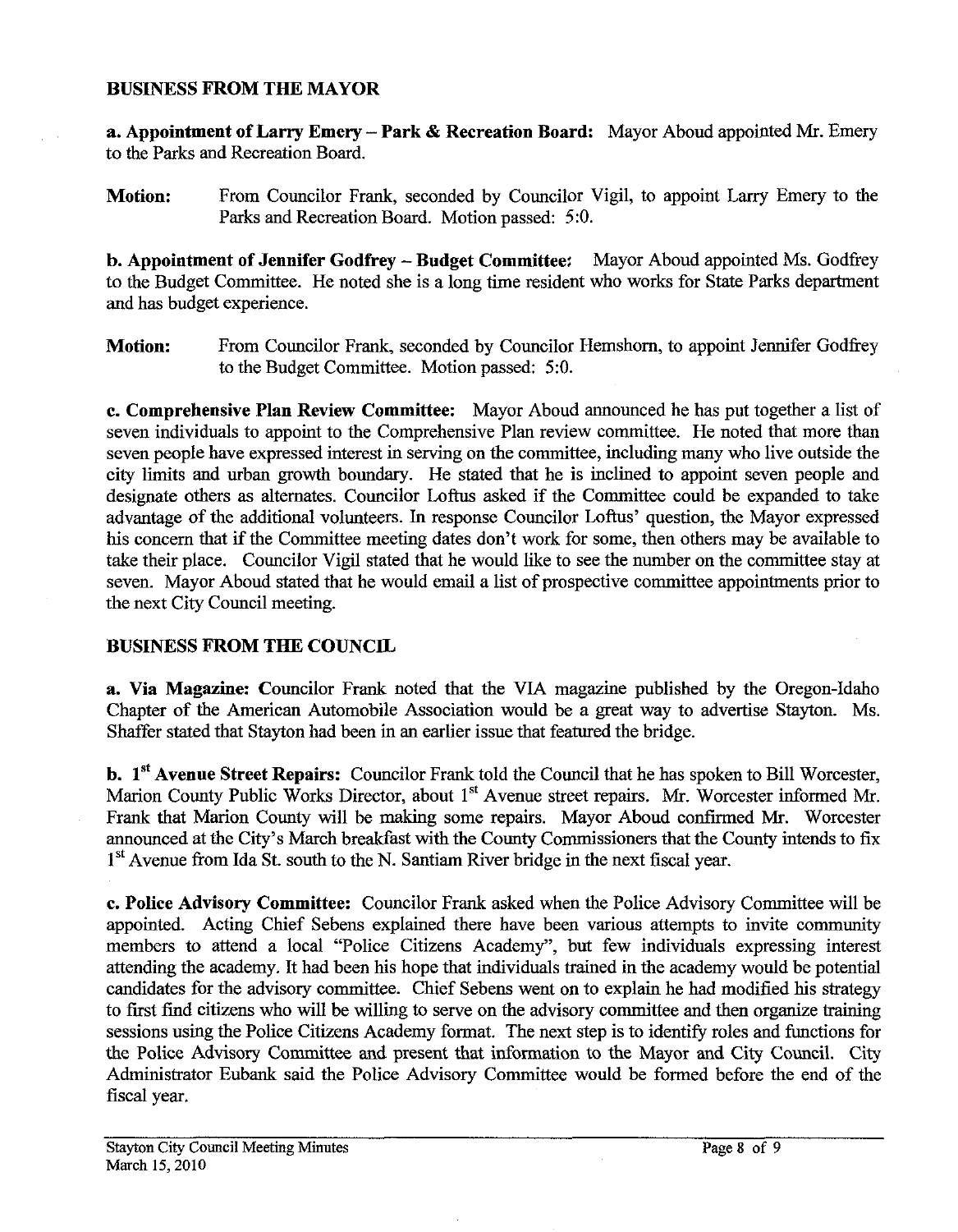## BUSINESS FROM THE MAYOR

**a. Appointment of Larry Emery – Park & Recreation Board:** Mayor Aboud appointed Mr. Emery to the Parks and Recreation Board.

**Motion:** From Councilor Frank, seconded by Councilor Vigil, to appoint Larry Emery to the Parks and Recreation Board. Motion passed: 5:0.

**b. Appointment of Jennifer Godfrey – Budget Committee:** Mayor Aboud appointed Ms. Godfrey to the Budget Committee. He noted she is a long time resident who works for State Parks department and has budget experience.

**Motion:** From Councilor Frank, seconded by Councilor Hemshorn, to appoint Jennifer Godfrey to the Budget Committee. Motion passed: 5:0.

**c. Comprehensive Plan Review Committee:** Mayor Aboud announced he has put together a list of seven individuals to appoint to the Comprehensive Plan review committee. He noted that more than seven people have expressed interest in serving on the committee, including many who live outside the city limits and urban growth boundary. He stated that he is inclined to appoint seven people and designate others as alternates. Councilor Loftus asked if the Committee could be expanded to take advantage of the additional volunteers. In response Councilor Loftus' question, the Mayor expressed his concern that if the Committee meeting dates don't work for some, then others may be available to take their place. Councilor Vigil stated that he would like to see the number on the committee stay at seven. Mayor Aboud stated that he would email a list of prospective committee appointments prior to the next City Council meeting.

## BUSINESS FROM THE COUNCIL

**a. Via Magazine:** Councilor Frank noted that the VIA magazine published by the Oregon-Idaho Chapter of the American Automobile Association would be a great way to advertise Stayton. Ms. Shaffer stated that Stayton had been in an earlier issue that featured the bridge.

**b. 1st Avenue Street Repairs:** Councilor Frank told the Council that he has spoken to Bill Worcester, Marion County Public Works Director, about 1st Avenue street repairs. Mr. Worcester informed Mr. Frank that Marion County will be making some repairs. Mayor Aboud confirmed Mr. Worcester announced at the City's March breakfast with the County Commissioners that the County intends to fix 1st Avenue from Ida St. south to the N. Santiam River bridge in the next fiscal year.

**c. Police Advisory Committee:** Councilor Frank asked when the Police Advisory Committee will be appointed. Acting Chief Sebens explained there have been various attempts to invite community members to attend a local "Police Citizens Academy", but few individuals expressing interest attending the academy. It had been his hope that individuals trained in the academy would be potential candidates for the advisory committee. Chief Sebens went on to explain he had modified his strategy to first find citizens who will be willing to serve on the advisory committee and then organize training sessions using the Police Citizens Academy format. The next step is to identify roles and functions for the Police Advisory Committee and present that information to the Mayor and City Council. City Administrator Eubank said the Police Advisory Committee would be formed before the end of the fiscal year.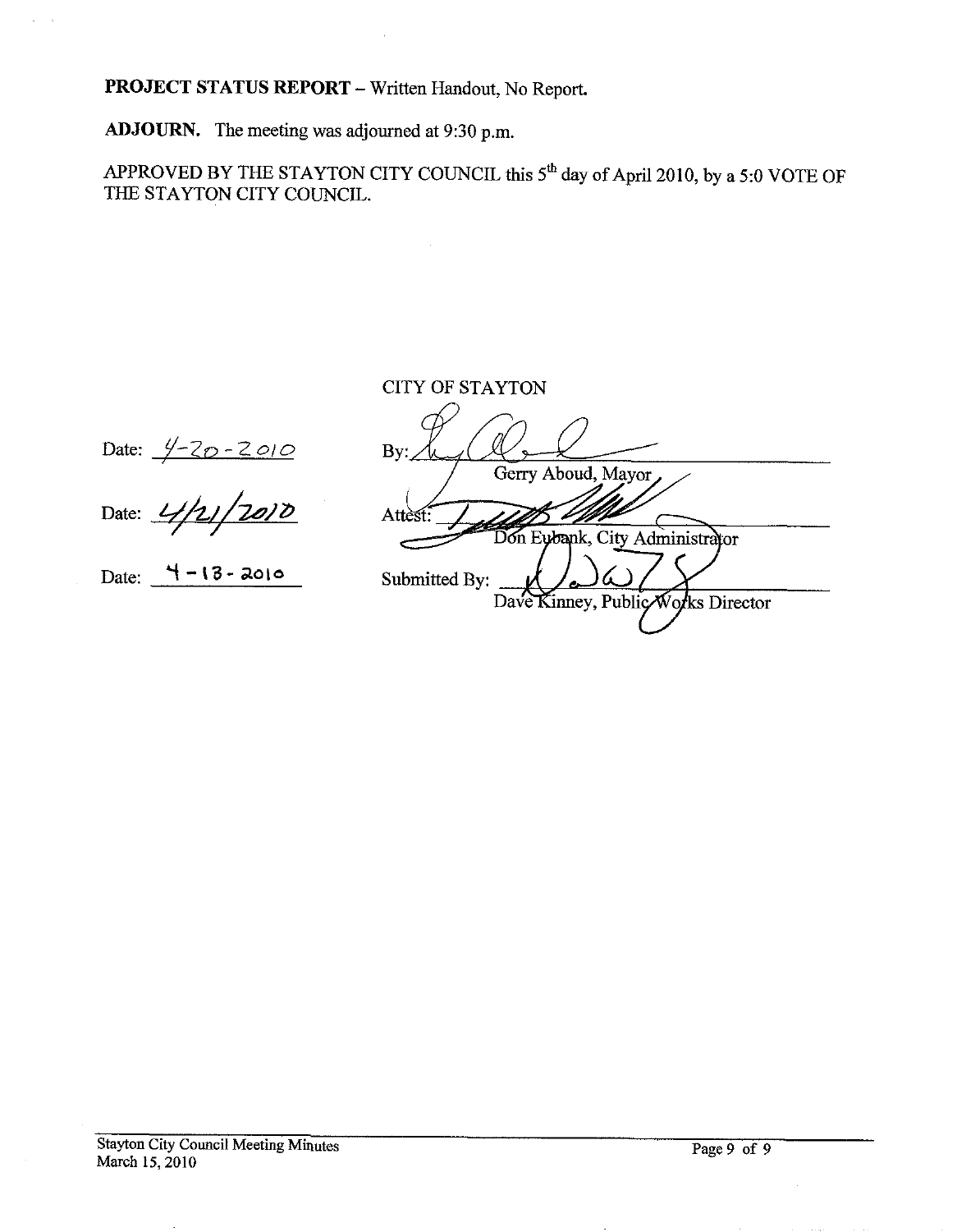**PROJECT STATUS REPORT** – Written Handout, No Report.

**ADJOURN.** The meeting was adjourned at 9:30 p.m.

APPROVED BY THE STAYTON CITY COUNCIL this 5th day of April 2010, by a 5:0 VOTE OF THE STAYTON CITY COUNCIL.

CITY OF STAYTON

Date: 4-20-2010

By: ______________________
Gerry Aboud, Mayor

Date: 4/21/2010

Attest: ______________________
Don Eubank, City Administrator

Date: 4-13-2010

Submitted By: ______________________
Dave Kinney, Public Works Director